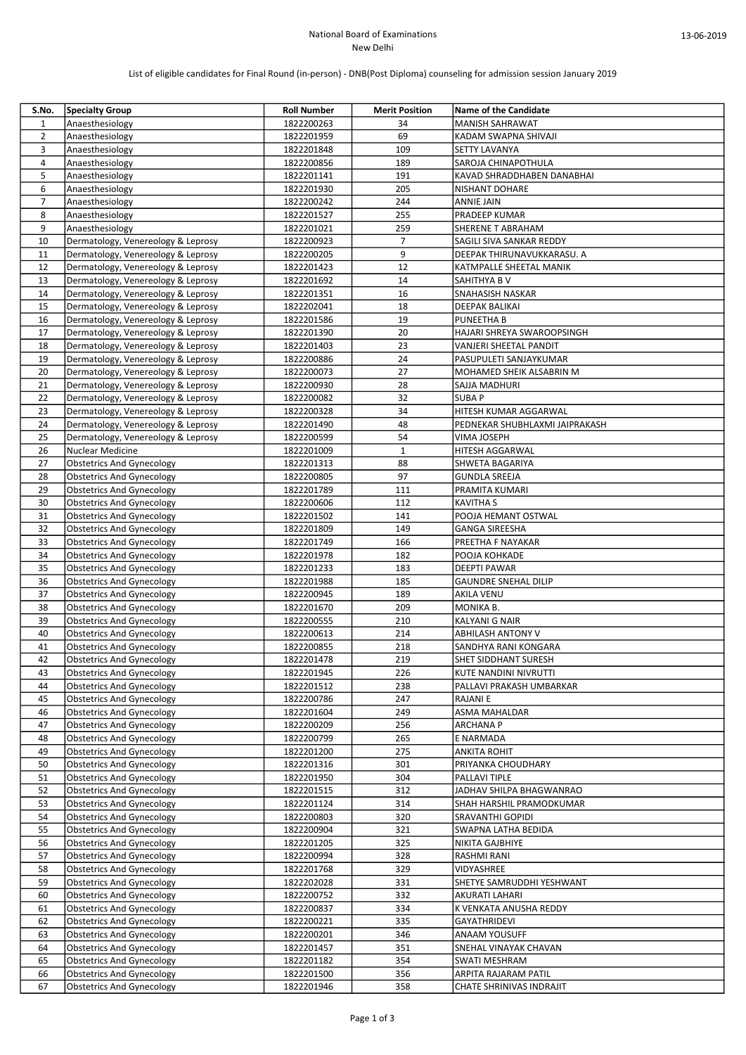National Board of Examinations
New Delhi

13-06-2019

List of eligible candidates for Final Round (in-person) - DNB(Post Diploma) counseling for admission session January 2019

| S.No. | Specialty Group | Roll Number | Merit Position | Name of the Candidate |
|---|---|---|---|---|
| 1 | Anaesthesiology | 1822200263 | 34 | MANISH SAHRAWAT |
| 2 | Anaesthesiology | 1822201959 | 69 | KADAM SWAPNA SHIVAJI |
| 3 | Anaesthesiology | 1822201848 | 109 | SETTY LAVANYA |
| 4 | Anaesthesiology | 1822200856 | 189 | SAROJA CHINAPOTHULA |
| 5 | Anaesthesiology | 1822201141 | 191 | KAVAD SHRADDHABEN DANABHAI |
| 6 | Anaesthesiology | 1822201930 | 205 | NISHANT DOHARE |
| 7 | Anaesthesiology | 1822200242 | 244 | ANNIE JAIN |
| 8 | Anaesthesiology | 1822201527 | 255 | PRADEEP KUMAR |
| 9 | Anaesthesiology | 1822201021 | 259 | SHERENE T ABRAHAM |
| 10 | Dermatology, Venereology & Leprosy | 1822200923 | 7 | SAGILI SIVA SANKAR REDDY |
| 11 | Dermatology, Venereology & Leprosy | 1822200205 | 9 | DEEPAK THIRUNAVUKKARASU. A |
| 12 | Dermatology, Venereology & Leprosy | 1822201423 | 12 | KATMPALLE SHEETAL MANIK |
| 13 | Dermatology, Venereology & Leprosy | 1822201692 | 14 | SAHITHYA B V |
| 14 | Dermatology, Venereology & Leprosy | 1822201351 | 16 | SNAHASISH NASKAR |
| 15 | Dermatology, Venereology & Leprosy | 1822202041 | 18 | DEEPAK BALIKAI |
| 16 | Dermatology, Venereology & Leprosy | 1822201586 | 19 | PUNEETHA B |
| 17 | Dermatology, Venereology & Leprosy | 1822201390 | 20 | HAJARI SHREYA SWAROOPSINGH |
| 18 | Dermatology, Venereology & Leprosy | 1822201403 | 23 | VANJERI SHEETAL PANDIT |
| 19 | Dermatology, Venereology & Leprosy | 1822200886 | 24 | PASUPULETI SANJAYKUMAR |
| 20 | Dermatology, Venereology & Leprosy | 1822200073 | 27 | MOHAMED SHEIK ALSABRIN M |
| 21 | Dermatology, Venereology & Leprosy | 1822200930 | 28 | SAJJA MADHURI |
| 22 | Dermatology, Venereology & Leprosy | 1822200082 | 32 | SUBA P |
| 23 | Dermatology, Venereology & Leprosy | 1822200328 | 34 | HITESH KUMAR AGGARWAL |
| 24 | Dermatology, Venereology & Leprosy | 1822201490 | 48 | PEDNEKAR SHUBHLAXMI JAIPRAKASH |
| 25 | Dermatology, Venereology & Leprosy | 1822200599 | 54 | VIMA JOSEPH |
| 26 | Nuclear Medicine | 1822201009 | 1 | HITESH AGGARWAL |
| 27 | Obstetrics And Gynecology | 1822201313 | 88 | SHWETA BAGARIYA |
| 28 | Obstetrics And Gynecology | 1822200805 | 97 | GUNDLA SREEJA |
| 29 | Obstetrics And Gynecology | 1822201789 | 111 | PRAMITA KUMARI |
| 30 | Obstetrics And Gynecology | 1822200606 | 112 | KAVITHA S |
| 31 | Obstetrics And Gynecology | 1822201502 | 141 | POOJA HEMANT OSTWAL |
| 32 | Obstetrics And Gynecology | 1822201809 | 149 | GANGA SIREESHA |
| 33 | Obstetrics And Gynecology | 1822201749 | 166 | PREETHA F NAYAKAR |
| 34 | Obstetrics And Gynecology | 1822201978 | 182 | POOJA KOHKADE |
| 35 | Obstetrics And Gynecology | 1822201233 | 183 | DEEPTI PAWAR |
| 36 | Obstetrics And Gynecology | 1822201988 | 185 | GAUNDRE SNEHAL DILIP |
| 37 | Obstetrics And Gynecology | 1822200945 | 189 | AKILA VENU |
| 38 | Obstetrics And Gynecology | 1822201670 | 209 | MONIKA B. |
| 39 | Obstetrics And Gynecology | 1822200555 | 210 | KALYANI G NAIR |
| 40 | Obstetrics And Gynecology | 1822200613 | 214 | ABHILASH ANTONY V |
| 41 | Obstetrics And Gynecology | 1822200855 | 218 | SANDHYA RANI KONGARA |
| 42 | Obstetrics And Gynecology | 1822201478 | 219 | SHET SIDDHANT SURESH |
| 43 | Obstetrics And Gynecology | 1822201945 | 226 | KUTE NANDINI NIVRUTTI |
| 44 | Obstetrics And Gynecology | 1822201512 | 238 | PALLAVI PRAKASH UMBARKAR |
| 45 | Obstetrics And Gynecology | 1822200786 | 247 | RAJANI E |
| 46 | Obstetrics And Gynecology | 1822201604 | 249 | ASMA MAHALDAR |
| 47 | Obstetrics And Gynecology | 1822200209 | 256 | ARCHANA P |
| 48 | Obstetrics And Gynecology | 1822200799 | 265 | E NARMADA |
| 49 | Obstetrics And Gynecology | 1822201200 | 275 | ANKITA ROHIT |
| 50 | Obstetrics And Gynecology | 1822201316 | 301 | PRIYANKA CHOUDHARY |
| 51 | Obstetrics And Gynecology | 1822201950 | 304 | PALLAVI TIPLE |
| 52 | Obstetrics And Gynecology | 1822201515 | 312 | JADHAV SHILPA BHAGWANRAO |
| 53 | Obstetrics And Gynecology | 1822201124 | 314 | SHAH HARSHIL PRAMODKUMAR |
| 54 | Obstetrics And Gynecology | 1822200803 | 320 | SRAVANTHI GOPIDI |
| 55 | Obstetrics And Gynecology | 1822200904 | 321 | SWAPNA LATHA BEDIDA |
| 56 | Obstetrics And Gynecology | 1822201205 | 325 | NIKITA GAJBHIYE |
| 57 | Obstetrics And Gynecology | 1822200994 | 328 | RASHMI RANI |
| 58 | Obstetrics And Gynecology | 1822201768 | 329 | VIDYASHREE |
| 59 | Obstetrics And Gynecology | 1822202028 | 331 | SHETYE SAMRUDDHI YESHWANT |
| 60 | Obstetrics And Gynecology | 1822200752 | 332 | AKURATI LAHARI |
| 61 | Obstetrics And Gynecology | 1822200837 | 334 | K VENKATA ANUSHA REDDY |
| 62 | Obstetrics And Gynecology | 1822200221 | 335 | GAYATHRIDEVI |
| 63 | Obstetrics And Gynecology | 1822200201 | 346 | ANAAM YOUSUFF |
| 64 | Obstetrics And Gynecology | 1822201457 | 351 | SNEHAL VINAYAK CHAVAN |
| 65 | Obstetrics And Gynecology | 1822201182 | 354 | SWATI MESHRAM |
| 66 | Obstetrics And Gynecology | 1822201500 | 356 | ARPITA RAJARAM PATIL |
| 67 | Obstetrics And Gynecology | 1822201946 | 358 | CHATE SHRINIVAS INDRAJIT |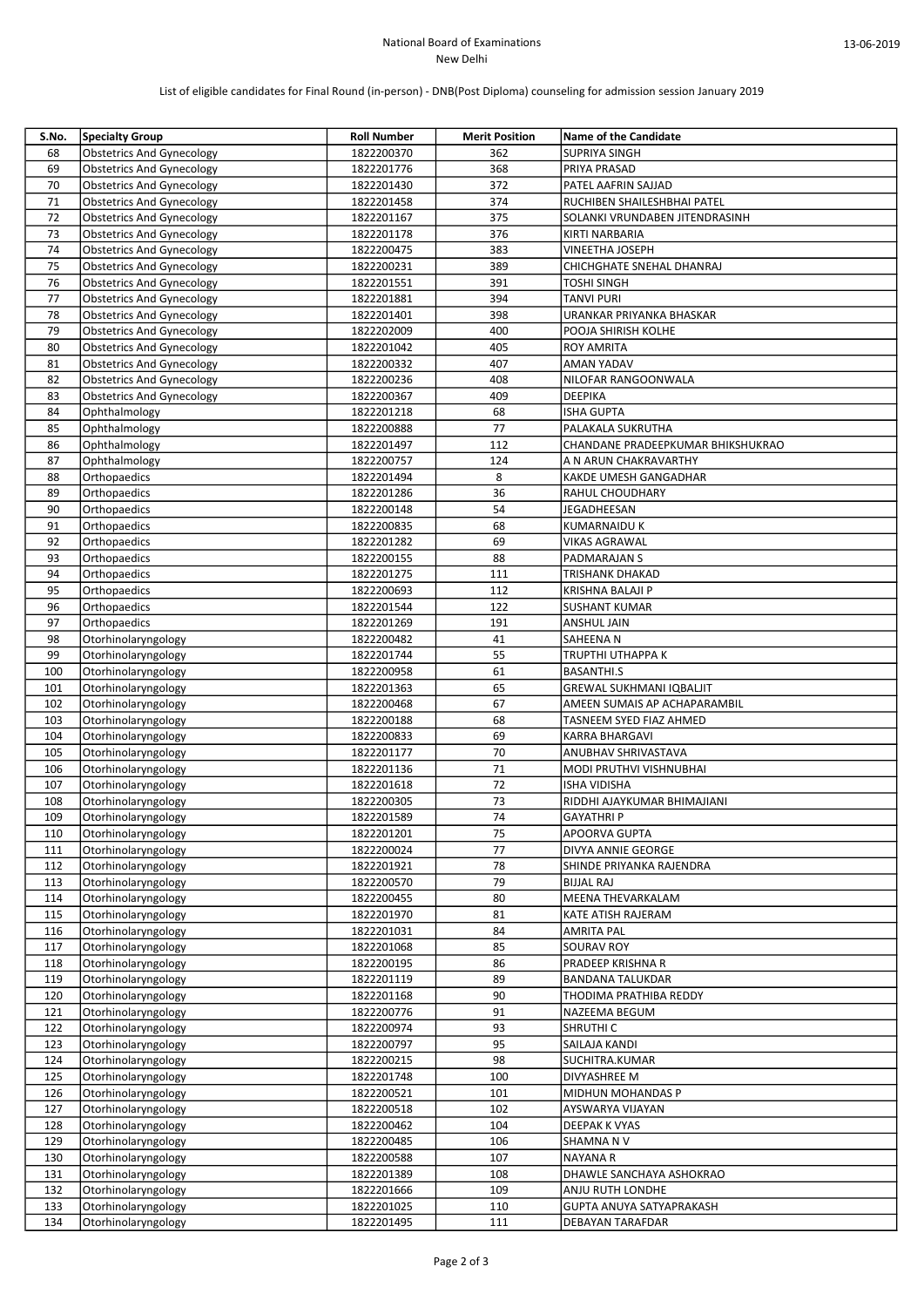National Board of Examinations
New Delhi

13-06-2019

List of eligible candidates for Final Round (in-person) - DNB(Post Diploma) counseling for admission session January 2019

| S.No. | Specialty Group | Roll Number | Merit Position | Name of the Candidate |
|---|---|---|---|---|
| 68 | Obstetrics And Gynecology | 1822200370 | 362 | SUPRIYA SINGH |
| 69 | Obstetrics And Gynecology | 1822201776 | 368 | PRIYA PRASAD |
| 70 | Obstetrics And Gynecology | 1822201430 | 372 | PATEL AAFRIN SAJJAD |
| 71 | Obstetrics And Gynecology | 1822201458 | 374 | RUCHIBEN SHAILESHBHAI PATEL |
| 72 | Obstetrics And Gynecology | 1822201167 | 375 | SOLANKI VRUNDABEN JITENDRASINH |
| 73 | Obstetrics And Gynecology | 1822201178 | 376 | KIRTI NARBARIA |
| 74 | Obstetrics And Gynecology | 1822200475 | 383 | VINEETHA JOSEPH |
| 75 | Obstetrics And Gynecology | 1822200231 | 389 | CHICHGHATE SNEHAL DHANRAJ |
| 76 | Obstetrics And Gynecology | 1822201551 | 391 | TOSHI SINGH |
| 77 | Obstetrics And Gynecology | 1822201881 | 394 | TANVI PURI |
| 78 | Obstetrics And Gynecology | 1822201401 | 398 | URANKAR PRIYANKA BHASKAR |
| 79 | Obstetrics And Gynecology | 1822202009 | 400 | POOJA SHIRISH KOLHE |
| 80 | Obstetrics And Gynecology | 1822201042 | 405 | ROY AMRITA |
| 81 | Obstetrics And Gynecology | 1822200332 | 407 | AMAN YADAV |
| 82 | Obstetrics And Gynecology | 1822200236 | 408 | NILOFAR RANGOONWALA |
| 83 | Obstetrics And Gynecology | 1822200367 | 409 | DEEPIKA |
| 84 | Ophthalmology | 1822201218 | 68 | ISHA GUPTA |
| 85 | Ophthalmology | 1822200888 | 77 | PALAKALA SUKRUTHA |
| 86 | Ophthalmology | 1822201497 | 112 | CHANDANE PRADEEPKUMAR BHIKSHUKRAO |
| 87 | Ophthalmology | 1822200757 | 124 | A N ARUN CHAKRAVARTHY |
| 88 | Orthopaedics | 1822201494 | 8 | KAKDE UMESH GANGADHAR |
| 89 | Orthopaedics | 1822201286 | 36 | RAHUL CHOUDHARY |
| 90 | Orthopaedics | 1822200148 | 54 | JEGADHEESAN |
| 91 | Orthopaedics | 1822200835 | 68 | KUMARNAIDU K |
| 92 | Orthopaedics | 1822201282 | 69 | VIKAS AGRAWAL |
| 93 | Orthopaedics | 1822200155 | 88 | PADMARAJAN S |
| 94 | Orthopaedics | 1822201275 | 111 | TRISHANK DHAKAD |
| 95 | Orthopaedics | 1822200693 | 112 | KRISHNA BALAJI P |
| 96 | Orthopaedics | 1822201544 | 122 | SUSHANT KUMAR |
| 97 | Orthopaedics | 1822201269 | 191 | ANSHUL JAIN |
| 98 | Otorhinolaryngology | 1822200482 | 41 | SAHEENA N |
| 99 | Otorhinolaryngology | 1822201744 | 55 | TRUPTHI UTHAPPA K |
| 100 | Otorhinolaryngology | 1822200958 | 61 | BASANTHI.S |
| 101 | Otorhinolaryngology | 1822201363 | 65 | GREWAL SUKHMANI IQBALJIT |
| 102 | Otorhinolaryngology | 1822200468 | 67 | AMEEN SUMAIS AP ACHAPARAMBIL |
| 103 | Otorhinolaryngology | 1822200188 | 68 | TASNEEM SYED FIAZ AHMED |
| 104 | Otorhinolaryngology | 1822200833 | 69 | KARRA BHARGAVI |
| 105 | Otorhinolaryngology | 1822201177 | 70 | ANUBHAV SHRIVASTAVA |
| 106 | Otorhinolaryngology | 1822201136 | 71 | MODI PRUTHVI VISHNUBHAI |
| 107 | Otorhinolaryngology | 1822201618 | 72 | ISHA VIDISHA |
| 108 | Otorhinolaryngology | 1822200305 | 73 | RIDDHI AJAYKUMAR BHIMAJIANI |
| 109 | Otorhinolaryngology | 1822201589 | 74 | GAYATHRI P |
| 110 | Otorhinolaryngology | 1822201201 | 75 | APOORVA GUPTA |
| 111 | Otorhinolaryngology | 1822200024 | 77 | DIVYA ANNIE GEORGE |
| 112 | Otorhinolaryngology | 1822201921 | 78 | SHINDE PRIYANKA RAJENDRA |
| 113 | Otorhinolaryngology | 1822200570 | 79 | BIJJAL RAJ |
| 114 | Otorhinolaryngology | 1822200455 | 80 | MEENA THEVARKALAM |
| 115 | Otorhinolaryngology | 1822201970 | 81 | KATE ATISH RAJERAM |
| 116 | Otorhinolaryngology | 1822201031 | 84 | AMRITA PAL |
| 117 | Otorhinolaryngology | 1822201068 | 85 | SOURAV ROY |
| 118 | Otorhinolaryngology | 1822200195 | 86 | PRADEEP KRISHNA R |
| 119 | Otorhinolaryngology | 1822201119 | 89 | BANDANA TALUKDAR |
| 120 | Otorhinolaryngology | 1822201168 | 90 | THODIMA PRATHIBA REDDY |
| 121 | Otorhinolaryngology | 1822200776 | 91 | NAZEEMA BEGUM |
| 122 | Otorhinolaryngology | 1822200974 | 93 | SHRUTHI C |
| 123 | Otorhinolaryngology | 1822200797 | 95 | SAILAJA KANDI |
| 124 | Otorhinolaryngology | 1822200215 | 98 | SUCHITRA.KUMAR |
| 125 | Otorhinolaryngology | 1822201748 | 100 | DIVYASHREE M |
| 126 | Otorhinolaryngology | 1822200521 | 101 | MIDHUN MOHANDAS P |
| 127 | Otorhinolaryngology | 1822200518 | 102 | AYSWARYA VIJAYAN |
| 128 | Otorhinolaryngology | 1822200462 | 104 | DEEPAK K VYAS |
| 129 | Otorhinolaryngology | 1822200485 | 106 | SHAMNA N V |
| 130 | Otorhinolaryngology | 1822200588 | 107 | NAYANA R |
| 131 | Otorhinolaryngology | 1822201389 | 108 | DHAWLE SANCHAYA ASHOKRAO |
| 132 | Otorhinolaryngology | 1822201666 | 109 | ANJU RUTH LONDHE |
| 133 | Otorhinolaryngology | 1822201025 | 110 | GUPTA ANUYA SATYAPRAKASH |
| 134 | Otorhinolaryngology | 1822201495 | 111 | DEBAYAN TARAFDAR |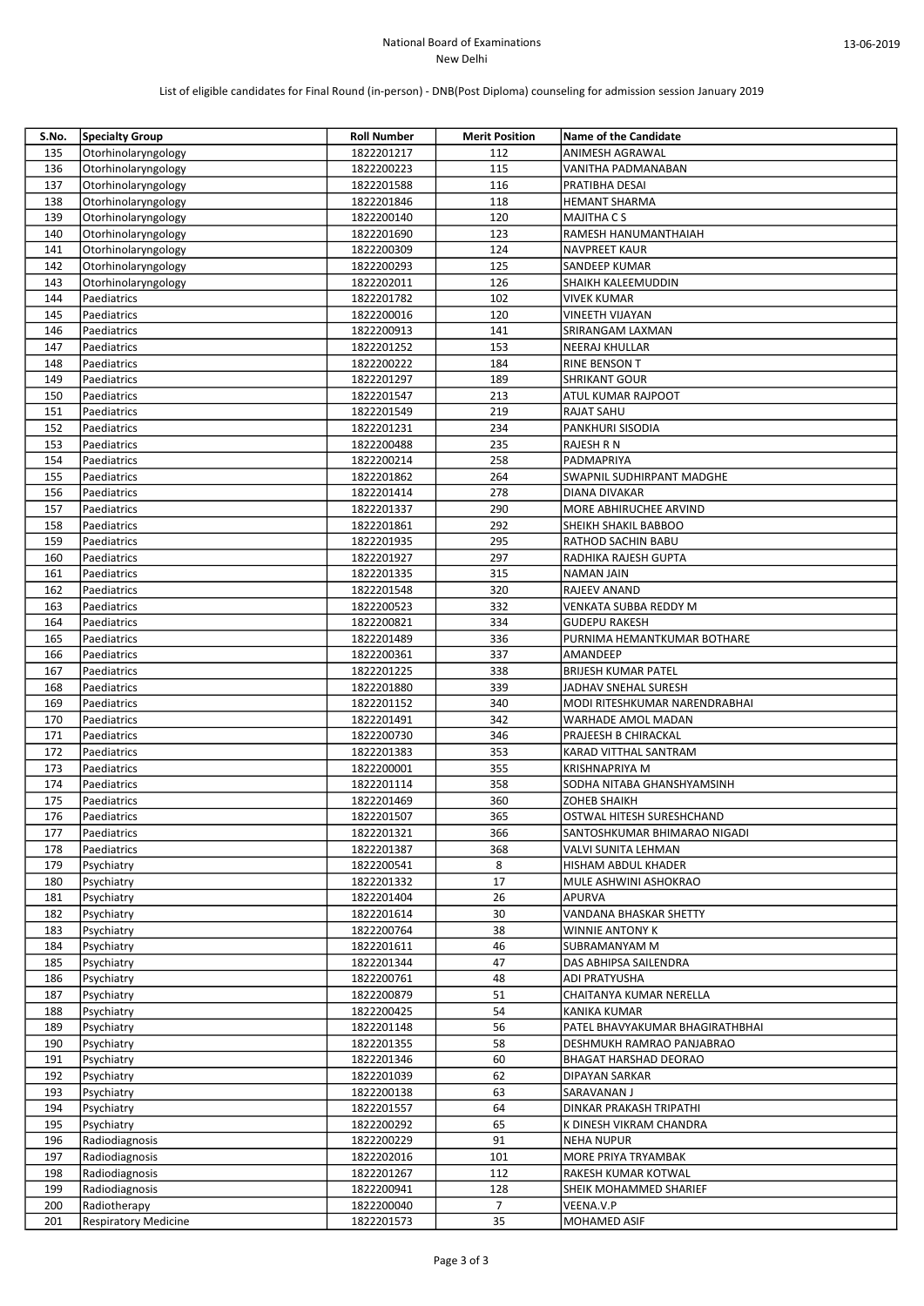National Board of Examinations
New Delhi

13-06-2019

List of eligible candidates for Final Round (in-person) - DNB(Post Diploma) counseling for admission session January 2019

| S.No. | Specialty Group | Roll Number | Merit Position | Name of the Candidate |
|---|---|---|---|---|
| 135 | Otorhinolaryngology | 1822201217 | 112 | ANIMESH AGRAWAL |
| 136 | Otorhinolaryngology | 1822200223 | 115 | VANITHA PADMANABAN |
| 137 | Otorhinolaryngology | 1822201588 | 116 | PRATIBHA DESAI |
| 138 | Otorhinolaryngology | 1822201846 | 118 | HEMANT SHARMA |
| 139 | Otorhinolaryngology | 1822200140 | 120 | MAJITHA C S |
| 140 | Otorhinolaryngology | 1822201690 | 123 | RAMESH HANUMANTHAIAH |
| 141 | Otorhinolaryngology | 1822200309 | 124 | NAVPREET KAUR |
| 142 | Otorhinolaryngology | 1822200293 | 125 | SANDEEP KUMAR |
| 143 | Otorhinolaryngology | 1822202011 | 126 | SHAIKH KALEEMUDDIN |
| 144 | Paediatrics | 1822201782 | 102 | VIVEK KUMAR |
| 145 | Paediatrics | 1822200016 | 120 | VINEETH VIJAYAN |
| 146 | Paediatrics | 1822200913 | 141 | SRIRANGAM LAXMAN |
| 147 | Paediatrics | 1822201252 | 153 | NEERAJ KHULLAR |
| 148 | Paediatrics | 1822200222 | 184 | RINE BENSON T |
| 149 | Paediatrics | 1822201297 | 189 | SHRIKANT GOUR |
| 150 | Paediatrics | 1822201547 | 213 | ATUL KUMAR RAJPOOT |
| 151 | Paediatrics | 1822201549 | 219 | RAJAT SAHU |
| 152 | Paediatrics | 1822201231 | 234 | PANKHURI SISODIA |
| 153 | Paediatrics | 1822200488 | 235 | RAJESH R N |
| 154 | Paediatrics | 1822200214 | 258 | PADMAPRIYA |
| 155 | Paediatrics | 1822201862 | 264 | SWAPNIL SUDHIRPANT MADGHE |
| 156 | Paediatrics | 1822201414 | 278 | DIANA DIVAKAR |
| 157 | Paediatrics | 1822201337 | 290 | MORE ABHIRUCHEE ARVIND |
| 158 | Paediatrics | 1822201861 | 292 | SHEIKH SHAKIL BABBOO |
| 159 | Paediatrics | 1822201935 | 295 | RATHOD SACHIN BABU |
| 160 | Paediatrics | 1822201927 | 297 | RADHIKA RAJESH GUPTA |
| 161 | Paediatrics | 1822201335 | 315 | NAMAN JAIN |
| 162 | Paediatrics | 1822201548 | 320 | RAJEEV ANAND |
| 163 | Paediatrics | 1822200523 | 332 | VENKATA SUBBA REDDY M |
| 164 | Paediatrics | 1822200821 | 334 | GUDEPU RAKESH |
| 165 | Paediatrics | 1822201489 | 336 | PURNIMA HEMANTKUMAR BOTHARE |
| 166 | Paediatrics | 1822200361 | 337 | AMANDEEP |
| 167 | Paediatrics | 1822201225 | 338 | BRIJESH KUMAR PATEL |
| 168 | Paediatrics | 1822201880 | 339 | JADHAV SNEHAL SURESH |
| 169 | Paediatrics | 1822201152 | 340 | MODI RITESHKUMAR NARENDRABHAI |
| 170 | Paediatrics | 1822201491 | 342 | WARHADE AMOL MADAN |
| 171 | Paediatrics | 1822200730 | 346 | PRAJEESH B CHIRACKAL |
| 172 | Paediatrics | 1822201383 | 353 | KARAD VITTHAL SANTRAM |
| 173 | Paediatrics | 1822200001 | 355 | KRISHNAPRIYA M |
| 174 | Paediatrics | 1822201114 | 358 | SODHA NITABA GHANSHYAMSINH |
| 175 | Paediatrics | 1822201469 | 360 | ZOHEB SHAIKH |
| 176 | Paediatrics | 1822201507 | 365 | OSTWAL HITESH SURESHCHAND |
| 177 | Paediatrics | 1822201321 | 366 | SANTOSHKUMAR BHIMARAO NIGADI |
| 178 | Paediatrics | 1822201387 | 368 | VALVI SUNITA LEHMAN |
| 179 | Psychiatry | 1822200541 | 8 | HISHAM ABDUL KHADER |
| 180 | Psychiatry | 1822201332 | 17 | MULE ASHWINI ASHOKRAO |
| 181 | Psychiatry | 1822201404 | 26 | APURVA |
| 182 | Psychiatry | 1822201614 | 30 | VANDANA BHASKAR SHETTY |
| 183 | Psychiatry | 1822200764 | 38 | WINNIE ANTONY K |
| 184 | Psychiatry | 1822201611 | 46 | SUBRAMANYAM M |
| 185 | Psychiatry | 1822201344 | 47 | DAS ABHIPSA SAILENDRA |
| 186 | Psychiatry | 1822200761 | 48 | ADI PRATYUSHA |
| 187 | Psychiatry | 1822200879 | 51 | CHAITANYA KUMAR NERELLA |
| 188 | Psychiatry | 1822200425 | 54 | KANIKA KUMAR |
| 189 | Psychiatry | 1822201148 | 56 | PATEL BHAVYAKUMAR BHAGIRATHBHAI |
| 190 | Psychiatry | 1822201355 | 58 | DESHMUKH RAMRAO PANJABRAO |
| 191 | Psychiatry | 1822201346 | 60 | BHAGAT HARSHAD DEORAO |
| 192 | Psychiatry | 1822201039 | 62 | DIPAYAN SARKAR |
| 193 | Psychiatry | 1822200138 | 63 | SARAVANAN J |
| 194 | Psychiatry | 1822201557 | 64 | DINKAR PRAKASH TRIPATHI |
| 195 | Psychiatry | 1822200292 | 65 | K DINESH VIKRAM CHANDRA |
| 196 | Radiodiagnosis | 1822200229 | 91 | NEHA NUPUR |
| 197 | Radiodiagnosis | 1822202016 | 101 | MORE PRIYA TRYAMBAK |
| 198 | Radiodiagnosis | 1822201267 | 112 | RAKESH KUMAR KOTWAL |
| 199 | Radiodiagnosis | 1822200941 | 128 | SHEIK MOHAMMED SHARIEF |
| 200 | Radiotherapy | 1822200040 | 7 | VEENA.V.P |
| 201 | Respiratory Medicine | 1822201573 | 35 | MOHAMED ASIF |